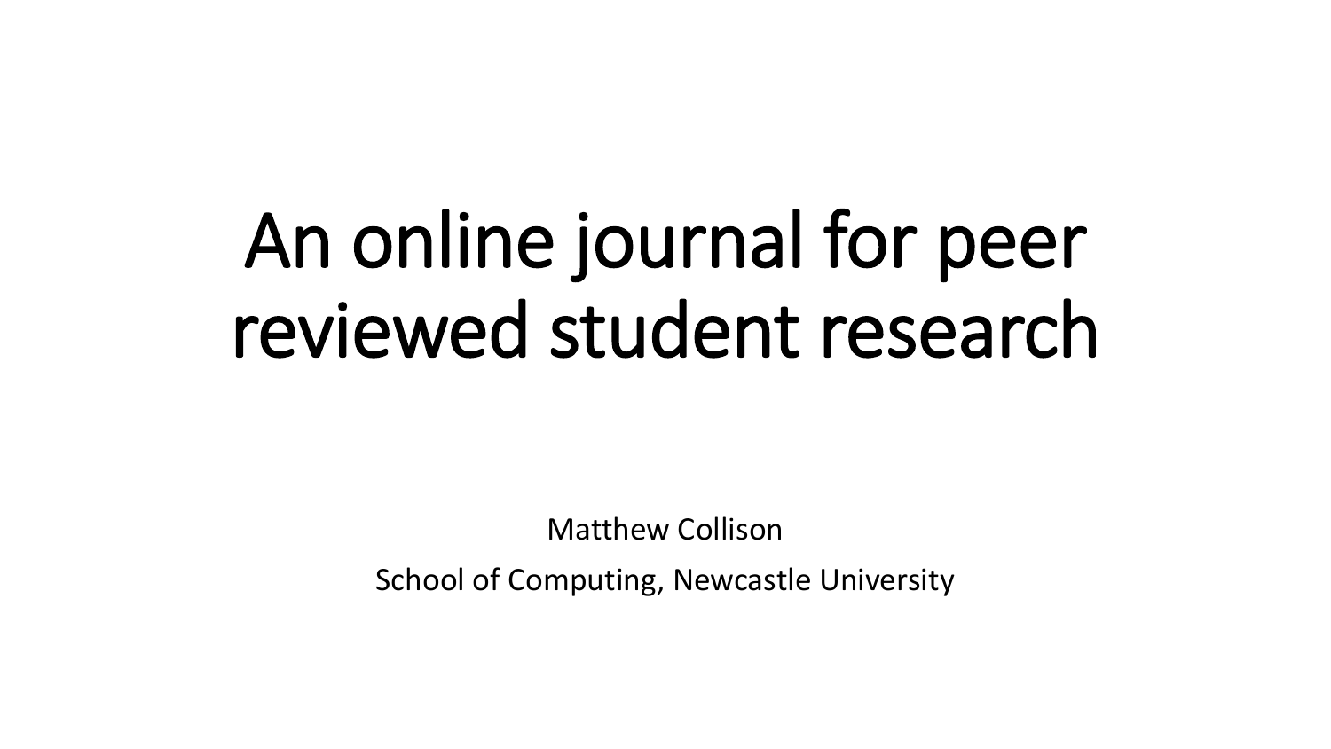# An online journal for peer reviewed student research

Matthew Collison

School of Computing, Newcastle University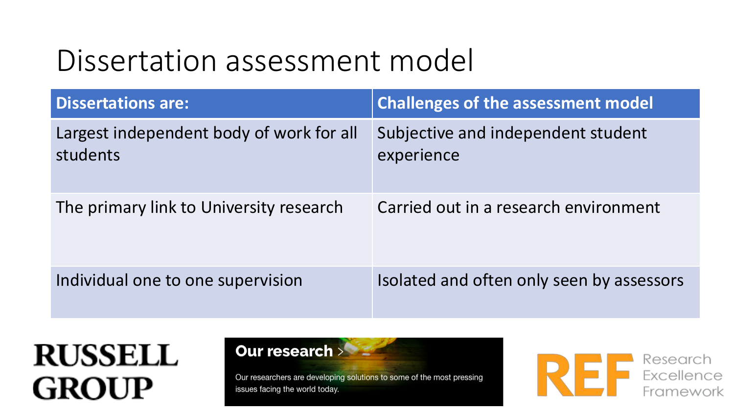# Dissertation assessment model

| Dissertations are: | Challenges of the assessment model |
| --- | --- |
| Largest independent body of work for all students | Subjective and independent student experience |
| The primary link to University research | Carried out in a research environment |
| Individual one to one supervision | Isolated and often only seen by assessors |

RUSSELL GROUP

**Our research >**

Our researchers are developing solutions to some of the most pressing issues facing the world today.

REF Research Excellence Framework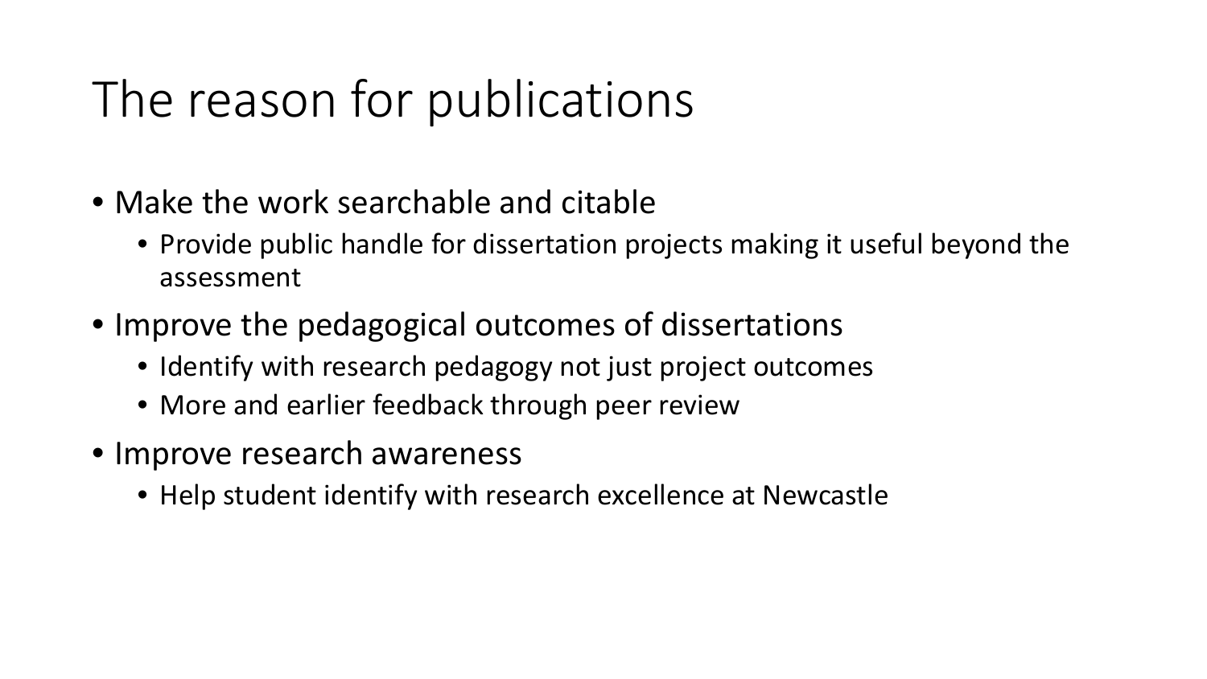# The reason for publications

- Make the work searchable and citable
  - Provide public handle for dissertation projects making it useful beyond the assessment
- Improve the pedagogical outcomes of dissertations
  - Identify with research pedagogy not just project outcomes
  - More and earlier feedback through peer review
- Improve research awareness
  - Help student identify with research excellence at Newcastle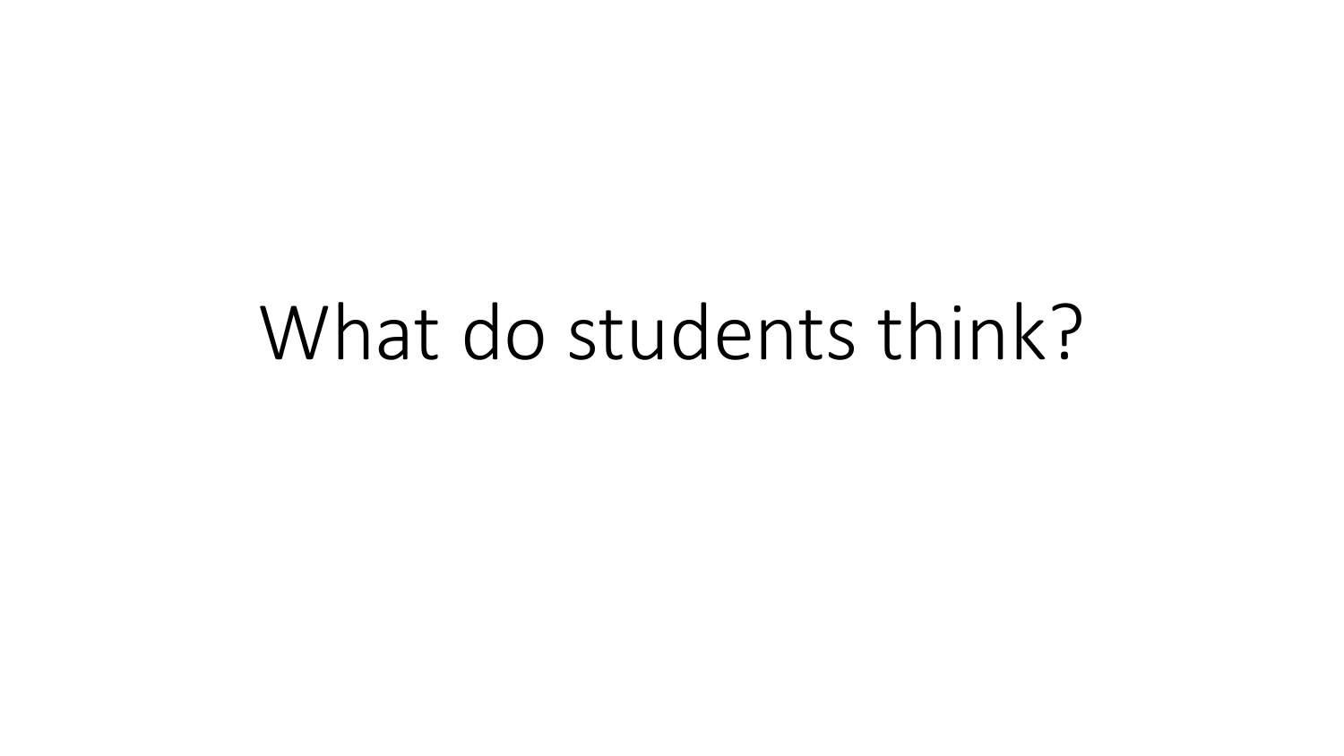# What do students think?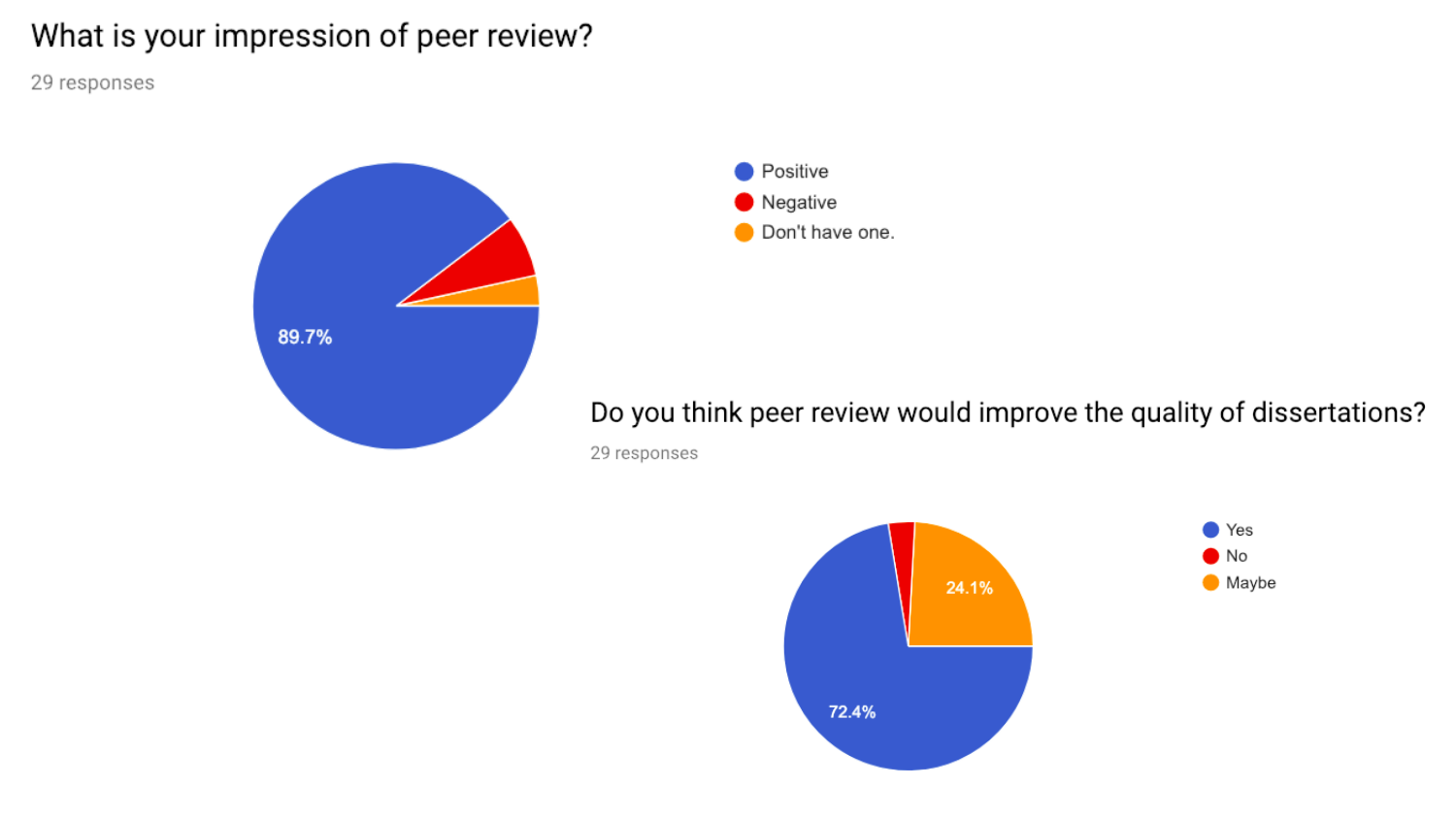What is your impression of peer review?

29 responses

Positive
Negative
Don't have one.

89.7%

Do you think peer review would improve the quality of dissertations?

29 responses

Yes
No
Maybe

24.1%

72.4%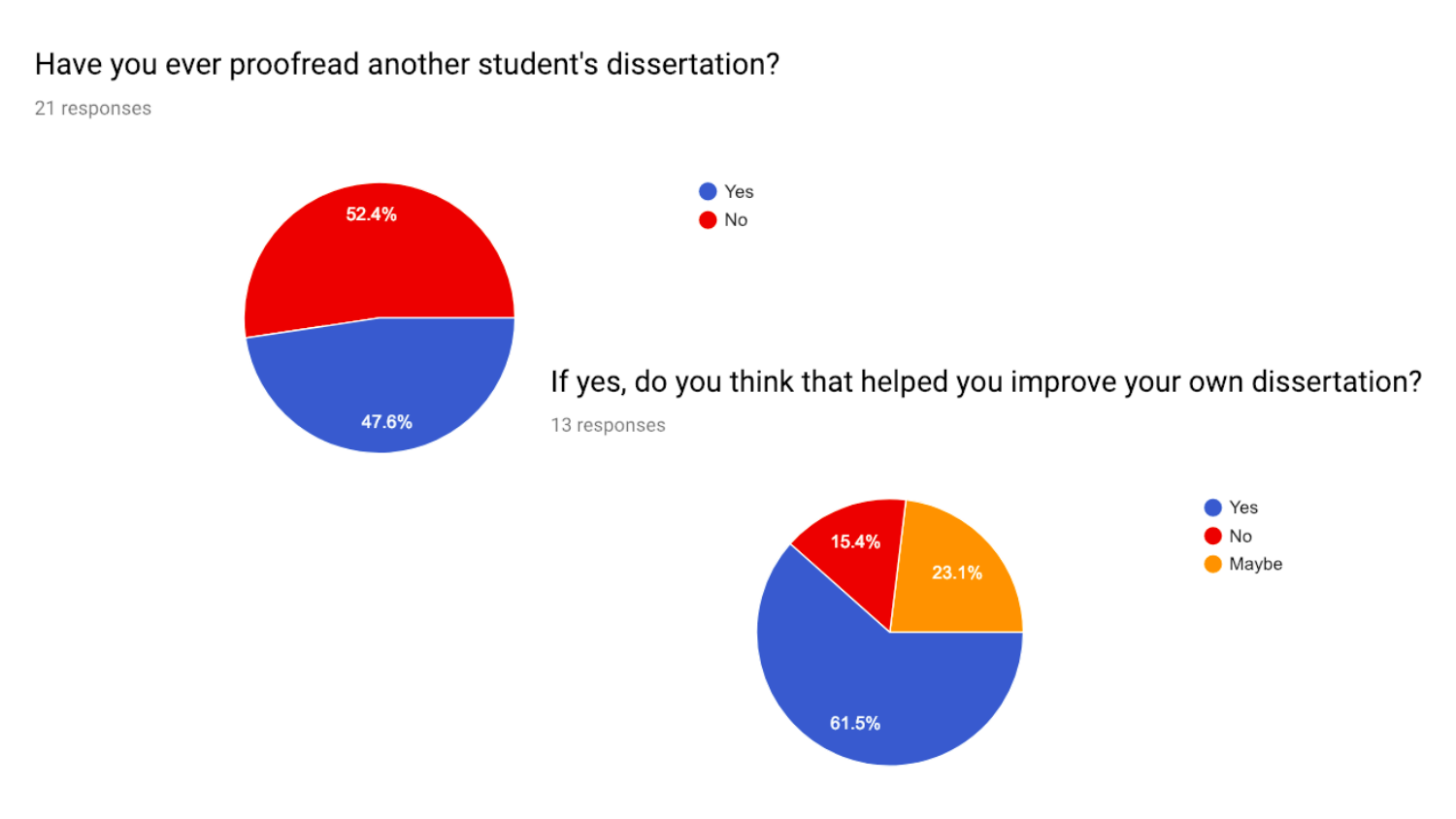Have you ever proofread another student's dissertation?

21 responses

Yes
No

52.4%
47.6%

If yes, do you think that helped you improve your own dissertation?

13 responses

Yes
No
Maybe

15.4%
23.1%
61.5%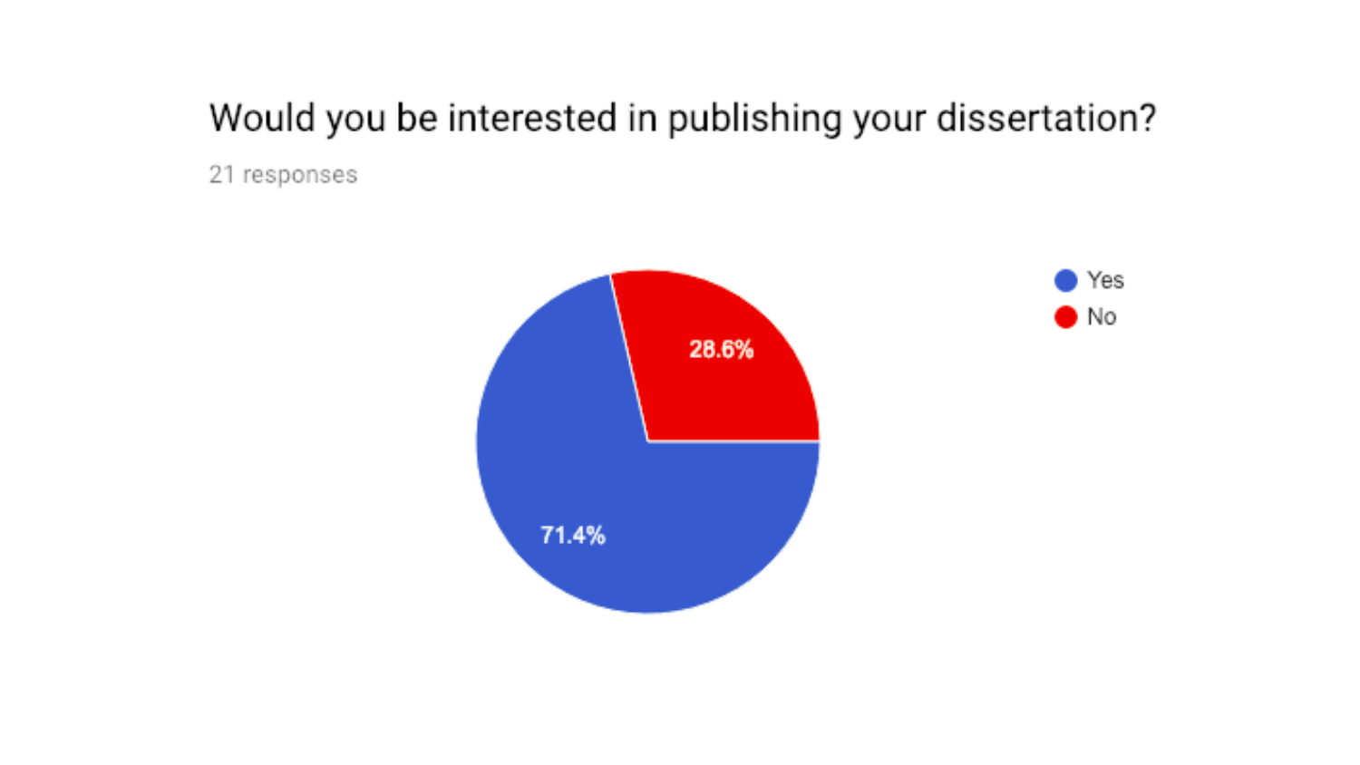Would you be interested in publishing your dissertation?

21 responses

Yes

No

28.6%

71.4%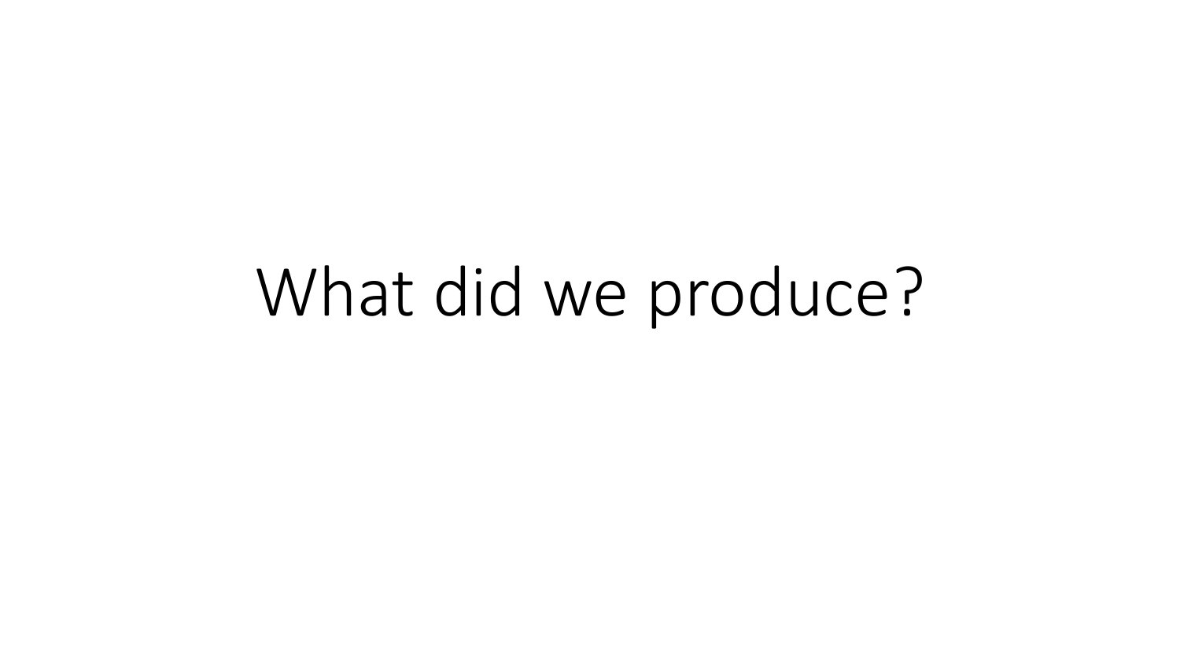# What did we produce?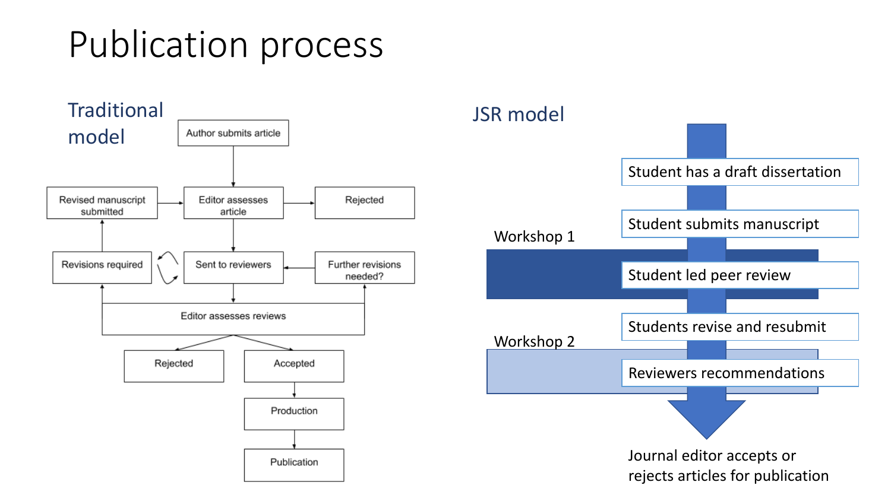# Publication process

## Traditional model

Author submits article

Editor assesses article

Rejected

Revised manuscript submitted

Revisions required

Sent to reviewers

Further revisions needed?

Editor assesses reviews

Rejected

Accepted

Production

Publication

## JSR model

Student has a draft dissertation

Student submits manuscript

Workshop 1

Student led peer review

Students revise and resubmit

Workshop 2

Reviewers recommendations

Journal editor accepts or rejects articles for publication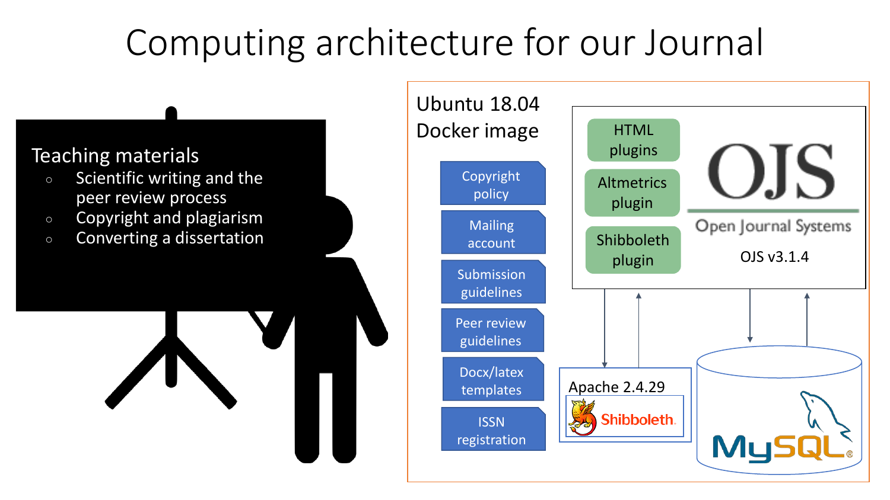# Computing architecture for our Journal

Teaching materials

- Scientific writing and the peer review process
- Copyright and plagiarism
- Converting a dissertation

Ubuntu 18.04
Docker image

Copyright policy

Mailing account

Submission guidelines

Peer review guidelines

Docx/latex templates

ISSN registration

HTML plugins

Altmetrics plugin

Shibboleth plugin

OJS
Open Journal Systems
OJS v3.1.4

Apache 2.4.29
Shibboleth

MySQL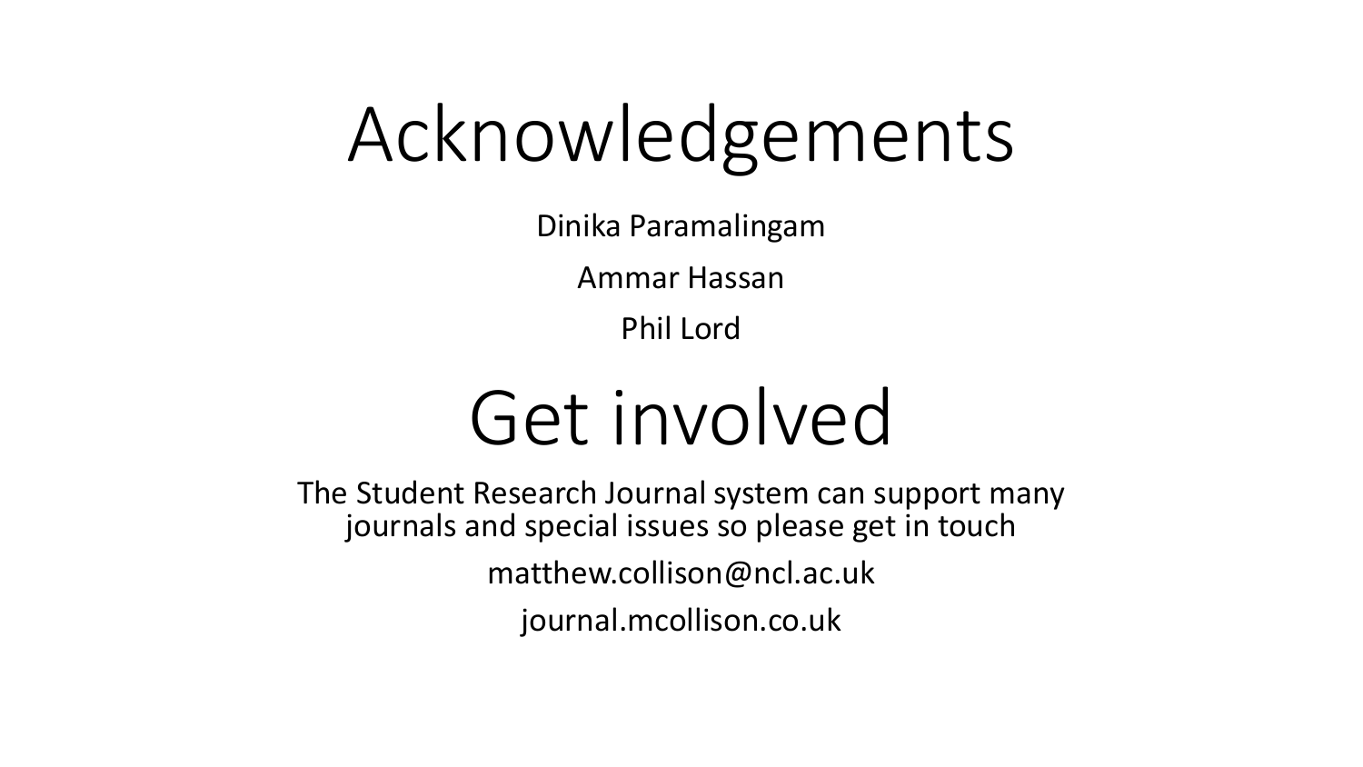# Acknowledgements

Dinika Paramalingam

Ammar Hassan

Phil Lord

# Get involved

The Student Research Journal system can support many journals and special issues so please get in touch

matthew.collison@ncl.ac.uk

journal.mcollison.co.uk